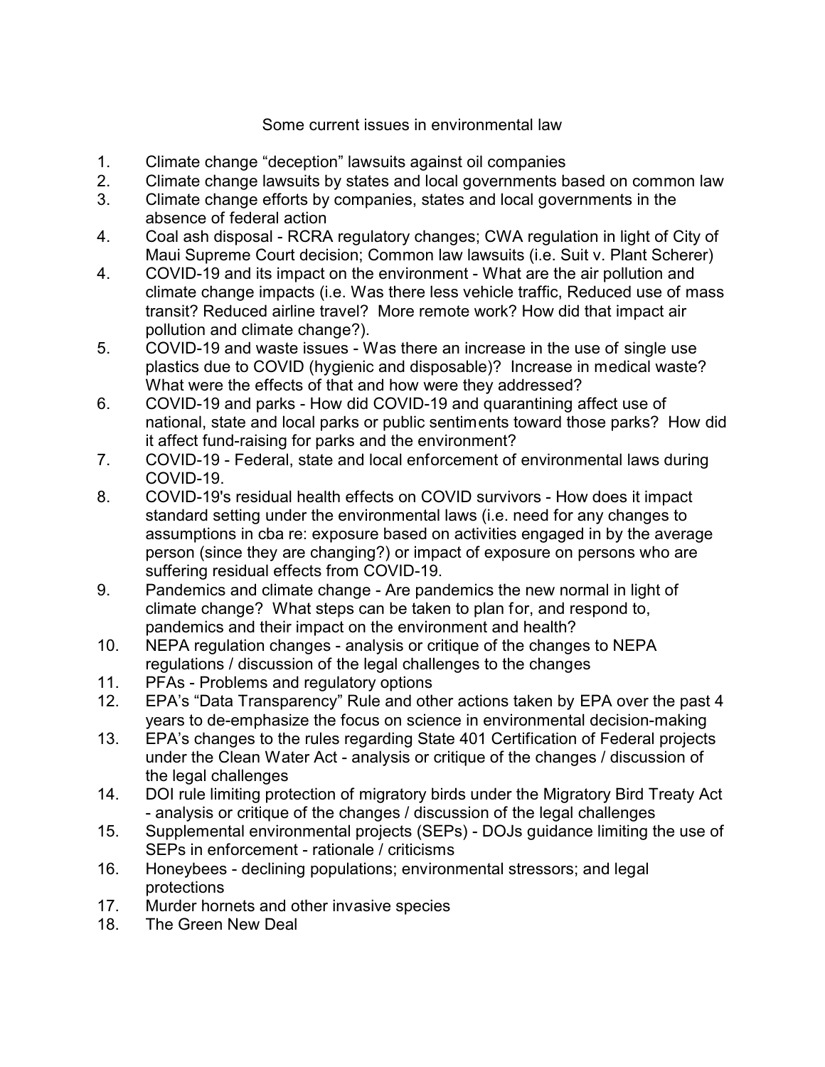# Some current issues in environmental law

1. Climate change “deception” lawsuits against oil companies
2. Climate change lawsuits by states and local governments based on common law
3. Climate change efforts by companies, states and local governments in the absence of federal action
4. Coal ash disposal - RCRA regulatory changes; CWA regulation in light of City of Maui Supreme Court decision; Common law lawsuits (i.e. Suit v. Plant Scherer)
4. COVID-19 and its impact on the environment - What are the air pollution and climate change impacts (i.e. Was there less vehicle traffic, Reduced use of mass transit? Reduced airline travel? More remote work? How did that impact air pollution and climate change?).
5. COVID-19 and waste issues - Was there an increase in the use of single use plastics due to COVID (hygienic and disposable)? Increase in medical waste? What were the effects of that and how were they addressed?
6. COVID-19 and parks - How did COVID-19 and quarantining affect use of national, state and local parks or public sentiments toward those parks? How did it affect fund-raising for parks and the environment?
7. COVID-19 - Federal, state and local enforcement of environmental laws during COVID-19.
8. COVID-19's residual health effects on COVID survivors - How does it impact standard setting under the environmental laws (i.e. need for any changes to assumptions in cba re: exposure based on activities engaged in by the average person (since they are changing?) or impact of exposure on persons who are suffering residual effects from COVID-19.
9. Pandemics and climate change - Are pandemics the new normal in light of climate change? What steps can be taken to plan for, and respond to, pandemics and their impact on the environment and health?
10. NEPA regulation changes - analysis or critique of the changes to NEPA regulations / discussion of the legal challenges to the changes
11. PFAs - Problems and regulatory options
12. EPA’s “Data Transparency” Rule and other actions taken by EPA over the past 4 years to de-emphasize the focus on science in environmental decision-making
13. EPA’s changes to the rules regarding State 401 Certification of Federal projects under the Clean Water Act - analysis or critique of the changes / discussion of the legal challenges
14. DOI rule limiting protection of migratory birds under the Migratory Bird Treaty Act - analysis or critique of the changes / discussion of the legal challenges
15. Supplemental environmental projects (SEPs) - DOJs guidance limiting the use of SEPs in enforcement - rationale / criticisms
16. Honeybees - declining populations; environmental stressors; and legal protections
17. Murder hornets and other invasive species
18. The Green New Deal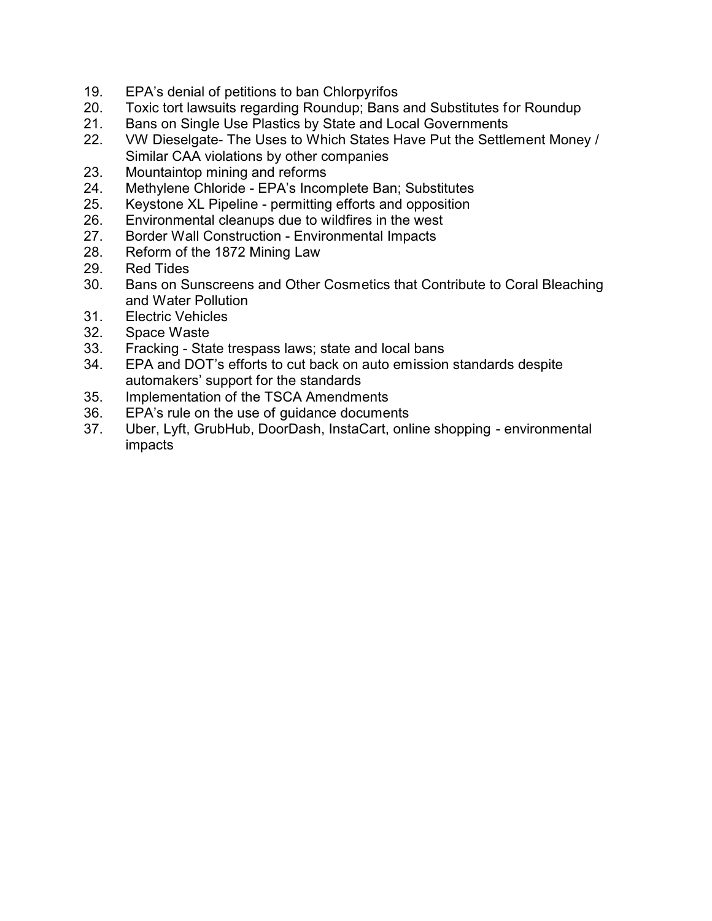19. EPA's denial of petitions to ban Chlorpyrifos
20. Toxic tort lawsuits regarding Roundup; Bans and Substitutes for Roundup
21. Bans on Single Use Plastics by State and Local Governments
22. VW Dieselgate- The Uses to Which States Have Put the Settlement Money / Similar CAA violations by other companies
23. Mountaintop mining and reforms
24. Methylene Chloride - EPA's Incomplete Ban; Substitutes
25. Keystone XL Pipeline - permitting efforts and opposition
26. Environmental cleanups due to wildfires in the west
27. Border Wall Construction - Environmental Impacts
28. Reform of the 1872 Mining Law
29. Red Tides
30. Bans on Sunscreens and Other Cosmetics that Contribute to Coral Bleaching and Water Pollution
31. Electric Vehicles
32. Space Waste
33. Fracking - State trespass laws; state and local bans
34. EPA and DOT's efforts to cut back on auto emission standards despite automakers' support for the standards
35. Implementation of the TSCA Amendments
36. EPA's rule on the use of guidance documents
37. Uber, Lyft, GrubHub, DoorDash, InstaCart, online shopping - environmental impacts